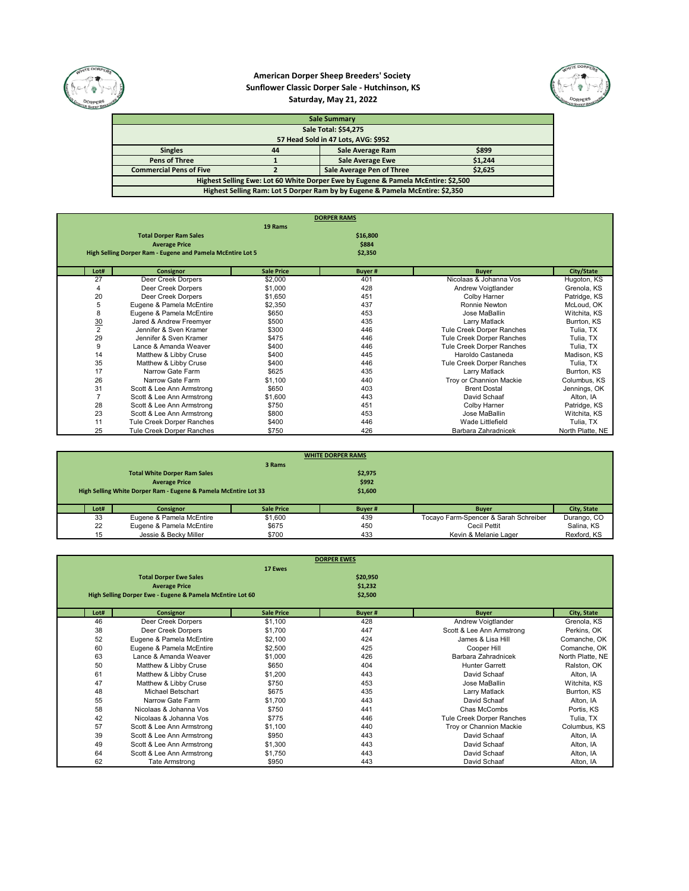# American Dorper Sheep Breeders' Society
## Sunflower Classic Dorper Sale - Hutchinson, KS
### Saturday, May 21, 2022

| Sale Summary | | | |
|---|---|---|---|
| Sale Total: $54,275 | | | |
| 57 Head Sold in 47 Lots, AVG: $952 | | | |
| Singles | 44 | Sale Average Ram | $899 |
| Pens of Three | 1 | Sale Average Ewe | $1,244 |
| Commercial Pens of Five | 2 | Sale Average Pen of Three | $2,625 |
| Highest Selling Ewe: Lot 60 White Dorper Ewe by Eugene & Pamela McEntire: $2,500 | | | |
| Highest Selling Ram: Lot 5 Dorper Ram by by Eugene & Pamela McEntire: $2,350 | | | |

## DORPER RAMS

**19 Rams**

| | |
|---|---|
| **Total Dorper Ram Sales** | $16,800 |
| **Average Price** | $884 |
| **High Selling Dorper Ram - Eugene and Pamela McEntire Lot 5** | $2,350 |

| Lot# | Consignor | Sale Price | Buyer # | Buyer | City/State |
|---|---|---|---|---|---|
| 27 | Deer Creek Dorpers | $2,000 | 401 | Nicolaas & Johanna Vos | Hugoton, KS |
| 4 | Deer Creek Dorpers | $1,000 | 428 | Andrew Voigtlander | Grenola, KS |
| 20 | Deer Creek Dorpers | $1,650 | 451 | Colby Harner | Patridge, KS |
| 5 | Eugene & Pamela McEntire | $2,350 | 437 | Ronnie Newton | McLoud, OK |
| 8 | Eugene & Pamela McEntire | $650 | 453 | Jose MaBallin | Witchita, KS |
| 30 | Jared & Andrew Freemyer | $500 | 435 | Larry Matlack | Burrton, KS |
| 2 | Jennifer & Sven Kramer | $300 | 446 | Tule Creek Dorper Ranches | Tulia, TX |
| 29 | Jennifer & Sven Kramer | $475 | 446 | Tule Creek Dorper Ranches | Tulia, TX |
| 9 | Lance & Amanda Weaver | $400 | 446 | Tule Creek Dorper Ranches | Tulia, TX |
| 14 | Matthew & Libby Cruse | $400 | 445 | Haroldo Castaneda | Madison, KS |
| 35 | Matthew & Libby Cruse | $400 | 446 | Tule Creek Dorper Ranches | Tulia, TX |
| 17 | Narrow Gate Farm | $625 | 435 | Larry Matlack | Burrton, KS |
| 26 | Narrow Gate Farm | $1,100 | 440 | Troy or Channion Mackie | Columbus, KS |
| 31 | Scott & Lee Ann Armstrong | $650 | 403 | Brent Dostal | Jennings, OK |
| 7 | Scott & Lee Ann Armstrong | $1,600 | 443 | David Schaaf | Alton, IA |
| 28 | Scott & Lee Ann Armstrong | $750 | 451 | Colby Harner | Patridge, KS |
| 23 | Scott & Lee Ann Armstrong | $800 | 453 | Jose MaBallin | Witchita, KS |
| 11 | Tule Creek Dorper Ranches | $400 | 446 | Wade Littlefield | Tulia, TX |
| 25 | Tule Creek Dorper Ranches | $750 | 426 | Barbara Zahradnicek | North Platte, NE |

## WHITE DORPER RAMS

**3 Rams**

| | |
|---|---|
| **Total White Dorper Ram Sales** | $2,975 |
| **Average Price** | $992 |
| **High Selling White Dorper Ram - Eugene & Pamela McEntire Lot 33** | $1,600 |

| Lot# | Consignor | Sale Price | Buyer # | Buyer | City, State |
|---|---|---|---|---|---|
| 33 | Eugene & Pamela McEntire | $1,600 | 439 | Tocayo Farm-Spencer & Sarah Schreiber | Durango, CO |
| 22 | Eugene & Pamela McEntire | $675 | 450 | Cecil Pettit | Salina, KS |
| 15 | Jessie & Becky Miller | $700 | 433 | Kevin & Melanie Lager | Rexford, KS |

## DORPER EWES

**17 Ewes**

| | |
|---|---|
| **Total Dorper Ewe Sales** | $20,950 |
| **Average Price** | $1,232 |
| **High Selling Dorper Ewe - Eugene & Pamela McEntire Lot 60** | $2,500 |

| Lot# | Consignor | Sale Price | Buyer # | Buyer | City, State |
|---|---|---|---|---|---|
| 46 | Deer Creek Dorpers | $1,100 | 428 | Andrew Voigtlander | Grenola, KS |
| 38 | Deer Creek Dorpers | $1,700 | 447 | Scott & Lee Ann Armstrong | Perkins, OK |
| 52 | Eugene & Pamela McEntire | $2,100 | 424 | James & Lisa Hill | Comanche, OK |
| 60 | Eugene & Pamela McEntire | $2,500 | 425 | Cooper Hill | Comanche, OK |
| 63 | Lance & Amanda Weaver | $1,000 | 426 | Barbara Zahradnicek | North Platte, NE |
| 50 | Matthew & Libby Cruse | $650 | 404 | Hunter Garrett | Ralston, OK |
| 61 | Matthew & Libby Cruse | $1,200 | 443 | David Schaaf | Alton, IA |
| 47 | Matthew & Libby Cruse | $750 | 453 | Jose MaBallin | Witchita, KS |
| 48 | Michael Betschart | $675 | 435 | Larry Matlack | Burrton, KS |
| 55 | Narrow Gate Farm | $1,700 | 443 | David Schaaf | Alton, IA |
| 58 | Nicolaas & Johanna Vos | $750 | 441 | Chas McCombs | Portis, KS |
| 42 | Nicolaas & Johanna Vos | $775 | 446 | Tule Creek Dorper Ranches | Tulia, TX |
| 57 | Scott & Lee Ann Armstrong | $1,100 | 440 | Troy or Channion Mackie | Columbus, KS |
| 39 | Scott & Lee Ann Armstrong | $950 | 443 | David Schaaf | Alton, IA |
| 49 | Scott & Lee Ann Armstrong | $1,300 | 443 | David Schaaf | Alton, IA |
| 64 | Scott & Lee Ann Armstrong | $1,750 | 443 | David Schaaf | Alton, IA |
| 62 | Tate Armstrong | $950 | 443 | David Schaaf | Alton, IA |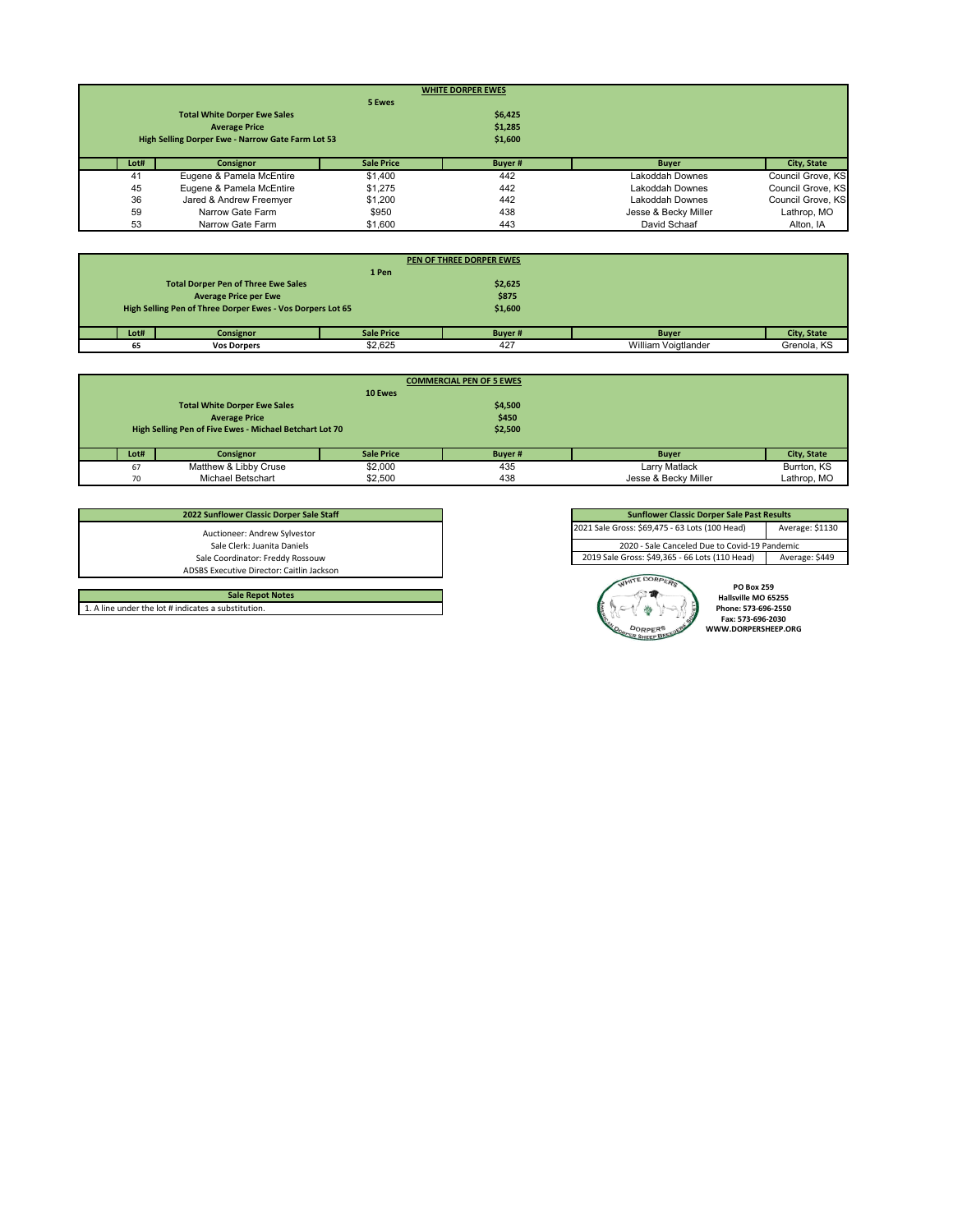## WHITE DORPER EWES

**5 Ewes**

| | |
|---|---|
| **Total White Dorper Ewe Sales** | **$6,425** |
| **Average Price** | **$1,285** |
| **High Selling Dorper Ewe - Narrow Gate Farm Lot 53** | **$1,600** |

| Lot# | Consignor | Sale Price | Buyer # | Buyer | City, State |
|---|---|---|---|---|---|
| 41 | Eugene & Pamela McEntire | $1,400 | 442 | Lakoddah Downes | Council Grove, KS |
| 45 | Eugene & Pamela McEntire | $1,275 | 442 | Lakoddah Downes | Council Grove, KS |
| 36 | Jared & Andrew Freemyer | $1,200 | 442 | Lakoddah Downes | Council Grove, KS |
| 59 | Narrow Gate Farm | $950 | 438 | Jesse & Becky Miller | Lathrop, MO |
| 53 | Narrow Gate Farm | $1,600 | 443 | David Schaaf | Alton, IA |

## PEN OF THREE DORPER EWES

**1 Pen**

| | |
|---|---|
| **Total Dorper Pen of Three Ewe Sales** | **$2,625** |
| **Average Price per Ewe** | **$875** |
| **High Selling Pen of Three Dorper Ewes - Vos Dorpers Lot 65** | **$1,600** |

| Lot# | Consignor | Sale Price | Buyer # | Buyer | City, State |
|---|---|---|---|---|---|
| 65 | **Vos Dorpers** | $2,625 | 427 | William Voigtlander | Grenola, KS |

## COMMERCIAL PEN OF 5 EWES

**10 Ewes**

| | |
|---|---|
| **Total White Dorper Ewe Sales** | **$4,500** |
| **Average Price** | **$450** |
| **High Selling Pen of Five Ewes - Michael Betchart Lot 70** | **$2,500** |

| Lot# | Consignor | Sale Price | Buyer # | Buyer | City, State |
|---|---|---|---|---|---|
| 67 | Matthew & Libby Cruse | $2,000 | 435 | Larry Matlack | Burrton, KS |
| 70 | Michael Betschart | $2,500 | 438 | Jesse & Becky Miller | Lathrop, MO |

| 2022 Sunflower Classic Dorper Sale Staff |
|---|
| Auctioneer: Andrew Sylvestor |
| Sale Clerk: Juanita Daniels |
| Sale Coordinator: Freddy Rossouw |
| ADSBS Executive Director: Caitlin Jackson |

| Sale Repot Notes |
|---|
| 1. A line under the lot # indicates a substitution. |

| Sunflower Classic Dorper Sale Past Results | |
|---|---|
| 2021 Sale Gross: $69,475 - 63 Lots (100 Head) | Average: $1130 |
| 2020 - Sale Canceled Due to Covid-19 Pandemic | |
| 2019 Sale Gross: $49,365 - 66 Lots (110 Head) | Average: $449 |

**PO Box 259**
**Hallsville MO 65255**
**Phone: 573-696-2550**
**Fax: 573-696-2030**
**WWW.DORPERSHEEP.ORG**